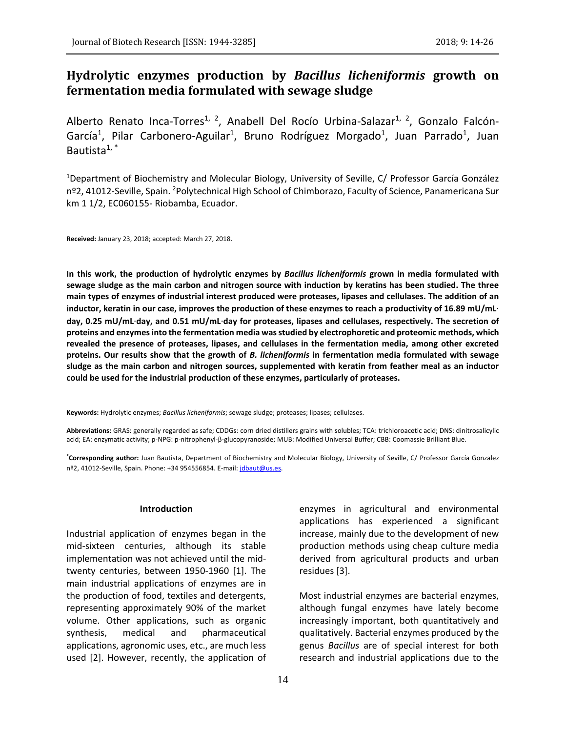# Hydrolytic enzymes production by *Bacillus licheniformis* growth on fermentation media formulated with sewage sludge

Alberto Renato Inca-Torres[1, 2], Anabell Del Rocío Urbina-Salazar[1, 2], Gonzalo Falcón-García[1], Pilar Carbonero-Aguilar[1], Bruno Rodríguez Morgado[1], Juan Parrado[1], Juan Bautista[1, *]

[1]Department of Biochemistry and Molecular Biology, University of Seville, C/ Professor García González nº2, 41012-Seville, Spain. [2]Polytechnical High School of Chimborazo, Faculty of Science, Panamericana Sur km 1 1/2, EC060155- Riobamba, Ecuador.

**Received:** January 23, 2018; accepted: March 27, 2018.

**In this work, the production of hydrolytic enzymes by *Bacillus licheniformis* grown in media formulated with sewage sludge as the main carbon and nitrogen source with induction by keratins has been studied. The three main types of enzymes of industrial interest produced were proteases, lipases and cellulases. The addition of an inductor, keratin in our case, improves the production of these enzymes to reach a productivity of 16.89 mU/mL·day, 0.25 mU/mL·day, and 0.51 mU/mL·day for proteases, lipases and cellulases, respectively. The secretion of proteins and enzymes into the fermentation media was studied by electrophoretic and proteomic methods, which revealed the presence of proteases, lipases, and cellulases in the fermentation media, among other excreted proteins. Our results show that the growth of *B. licheniformis* in fermentation media formulated with sewage sludge as the main carbon and nitrogen sources, supplemented with keratin from feather meal as an inductor could be used for the industrial production of these enzymes, particularly of proteases.**

**Keywords:** Hydrolytic enzymes; *Bacillus licheniformis*; sewage sludge; proteases; lipases; cellulases.

**Abbreviations:** GRAS: generally regarded as safe; CDDGs: corn dried distillers grains with solubles; TCA: trichloroacetic acid; DNS: dinitrosalicylic acid; EA: enzymatic activity; p-NPG: p-nitrophenyl-β-glucopyranoside; MUB: Modified Universal Buffer; CBB: Coomassie Brilliant Blue.

[*]**Corresponding author:** Juan Bautista, Department of Biochemistry and Molecular Biology, University of Seville, C/ Professor García Gonzalez nº2, 41012-Seville, Spain. Phone: +34 954556854. E-mail: jdbaut@us.es.

## Introduction

Industrial application of enzymes began in the mid-sixteen centuries, although its stable implementation was not achieved until the mid-twenty centuries, between 1950-1960 [1]. The main industrial applications of enzymes are in the production of food, textiles and detergents, representing approximately 90% of the market volume. Other applications, such as organic synthesis, medical and pharmaceutical applications, agronomic uses, etc., are much less used [2]. However, recently, the application of enzymes in agricultural and environmental applications has experienced a significant increase, mainly due to the development of new production methods using cheap culture media derived from agricultural products and urban residues [3].

Most industrial enzymes are bacterial enzymes, although fungal enzymes have lately become increasingly important, both quantitatively and qualitatively. Bacterial enzymes produced by the genus *Bacillus* are of special interest for both research and industrial applications due to the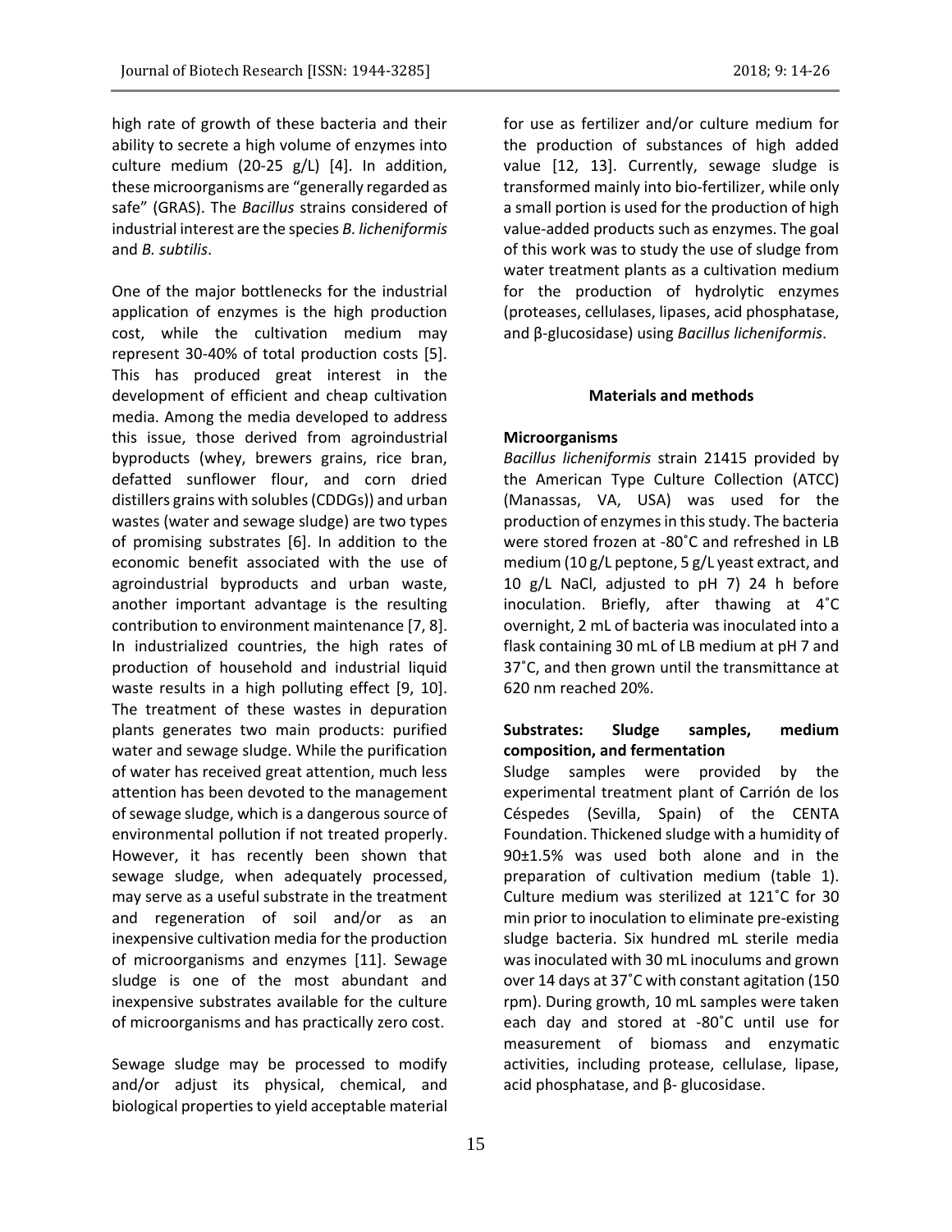high rate of growth of these bacteria and their ability to secrete a high volume of enzymes into culture medium (20-25 g/L) [4]. In addition, these microorganisms are "generally regarded as safe" (GRAS). The *Bacillus* strains considered of industrial interest are the species *B. licheniformis* and *B. subtilis*.

One of the major bottlenecks for the industrial application of enzymes is the high production cost, while the cultivation medium may represent 30-40% of total production costs [5]. This has produced great interest in the development of efficient and cheap cultivation media. Among the media developed to address this issue, those derived from agroindustrial byproducts (whey, brewers grains, rice bran, defatted sunflower flour, and corn dried distillers grains with solubles (CDDGs)) and urban wastes (water and sewage sludge) are two types of promising substrates [6]. In addition to the economic benefit associated with the use of agroindustrial byproducts and urban waste, another important advantage is the resulting contribution to environment maintenance [7, 8]. In industrialized countries, the high rates of production of household and industrial liquid waste results in a high polluting effect [9, 10]. The treatment of these wastes in depuration plants generates two main products: purified water and sewage sludge. While the purification of water has received great attention, much less attention has been devoted to the management of sewage sludge, which is a dangerous source of environmental pollution if not treated properly. However, it has recently been shown that sewage sludge, when adequately processed, may serve as a useful substrate in the treatment and regeneration of soil and/or as an inexpensive cultivation media for the production of microorganisms and enzymes [11]. Sewage sludge is one of the most abundant and inexpensive substrates available for the culture of microorganisms and has practically zero cost.

Sewage sludge may be processed to modify and/or adjust its physical, chemical, and biological properties to yield acceptable material for use as fertilizer and/or culture medium for the production of substances of high added value [12, 13]. Currently, sewage sludge is transformed mainly into bio-fertilizer, while only a small portion is used for the production of high value-added products such as enzymes. The goal of this work was to study the use of sludge from water treatment plants as a cultivation medium for the production of hydrolytic enzymes (proteases, cellulases, lipases, acid phosphatase, and β-glucosidase) using *Bacillus licheniformis*.

## Materials and methods

### Microorganisms

*Bacillus licheniformis* strain 21415 provided by the American Type Culture Collection (ATCC) (Manassas, VA, USA) was used for the production of enzymes in this study. The bacteria were stored frozen at -80˚C and refreshed in LB medium (10 g/L peptone, 5 g/L yeast extract, and 10 g/L NaCl, adjusted to pH 7) 24 h before inoculation. Briefly, after thawing at 4˚C overnight, 2 mL of bacteria was inoculated into a flask containing 30 mL of LB medium at pH 7 and 37˚C, and then grown until the transmittance at 620 nm reached 20%.

### Substrates: Sludge samples, medium composition, and fermentation

Sludge samples were provided by the experimental treatment plant of Carrión de los Céspedes (Sevilla, Spain) of the CENTA Foundation. Thickened sludge with a humidity of 90±1.5% was used both alone and in the preparation of cultivation medium (table 1). Culture medium was sterilized at 121˚C for 30 min prior to inoculation to eliminate pre-existing sludge bacteria. Six hundred mL sterile media was inoculated with 30 mL inoculums and grown over 14 days at 37˚C with constant agitation (150 rpm). During growth, 10 mL samples were taken each day and stored at -80˚C until use for measurement of biomass and enzymatic activities, including protease, cellulase, lipase, acid phosphatase, and β- glucosidase.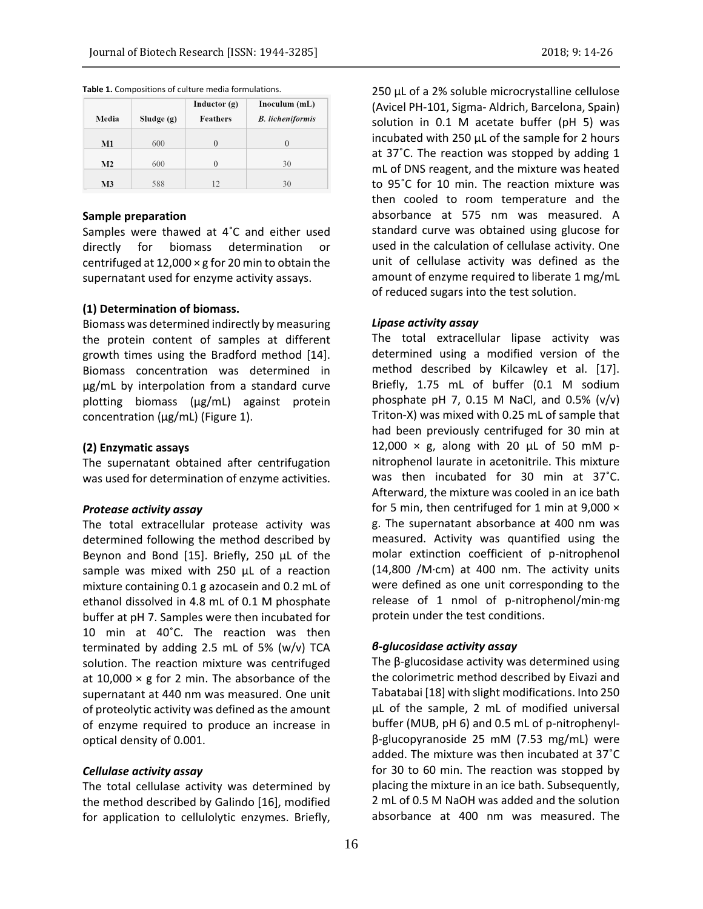**Table 1.** Compositions of culture media formulations.

| Media | Sludge (g) | Inductor (g) Feathers | Inoculum (mL) *B. licheniformis* |
|---|---|---|---|
| M1 | 600 | 0 | 0 |
| M2 | 600 | 0 | 30 |
| M3 | 588 | 12 | 30 |

**Sample preparation**

Samples were thawed at 4˚C and either used directly for biomass determination or centrifuged at 12,000 × g for 20 min to obtain the supernatant used for enzyme activity assays.

**(1) Determination of biomass.**

Biomass was determined indirectly by measuring the protein content of samples at different growth times using the Bradford method [14]. Biomass concentration was determined in µg/mL by interpolation from a standard curve plotting biomass (µg/mL) against protein concentration (µg/mL) (Figure 1).

**(2) Enzymatic assays**

The supernatant obtained after centrifugation was used for determination of enzyme activities.

***Protease activity assay***

The total extracellular protease activity was determined following the method described by Beynon and Bond [15]. Briefly, 250 µL of the sample was mixed with 250 µL of a reaction mixture containing 0.1 g azocasein and 0.2 mL of ethanol dissolved in 4.8 mL of 0.1 M phosphate buffer at pH 7. Samples were then incubated for 10 min at 40˚C. The reaction was then terminated by adding 2.5 mL of 5% (w/v) TCA solution. The reaction mixture was centrifuged at 10,000 × g for 2 min. The absorbance of the supernatant at 440 nm was measured. One unit of proteolytic activity was defined as the amount of enzyme required to produce an increase in optical density of 0.001.

***Cellulase activity assay***

The total cellulase activity was determined by the method described by Galindo [16], modified for application to cellulolytic enzymes. Briefly, 250 µL of a 2% soluble microcrystalline cellulose (Avicel PH-101, Sigma- Aldrich, Barcelona, Spain) solution in 0.1 M acetate buffer (pH 5) was incubated with 250 µL of the sample for 2 hours at 37˚C. The reaction was stopped by adding 1 mL of DNS reagent, and the mixture was heated to 95˚C for 10 min. The reaction mixture was then cooled to room temperature and the absorbance at 575 nm was measured. A standard curve was obtained using glucose for used in the calculation of cellulase activity. One unit of cellulase activity was defined as the amount of enzyme required to liberate 1 mg/mL of reduced sugars into the test solution.

***Lipase activity assay***

The total extracellular lipase activity was determined using a modified version of the method described by Kilcawley et al. [17]. Briefly, 1.75 mL of buffer (0.1 M sodium phosphate pH 7, 0.15 M NaCl, and 0.5% (v/v) Triton-X) was mixed with 0.25 mL of sample that had been previously centrifuged for 30 min at 12,000 × g, along with 20 µL of 50 mM p-nitrophenol laurate in acetonitrile. This mixture was then incubated for 30 min at 37˚C. Afterward, the mixture was cooled in an ice bath for 5 min, then centrifuged for 1 min at 9,000 × g. The supernatant absorbance at 400 nm was measured. Activity was quantified using the molar extinction coefficient of p-nitrophenol (14,800 /M·cm) at 400 nm. The activity units were defined as one unit corresponding to the release of 1 nmol of p-nitrophenol/min·mg protein under the test conditions.

***β-glucosidase activity assay***

The β-glucosidase activity was determined using the colorimetric method described by Eivazi and Tabatabai [18] with slight modifications. Into 250 µL of the sample, 2 mL of modified universal buffer (MUB, pH 6) and 0.5 mL of p-nitrophenyl-β-glucopyranoside 25 mM (7.53 mg/mL) were added. The mixture was then incubated at 37˚C for 30 to 60 min. The reaction was stopped by placing the mixture in an ice bath. Subsequently, 2 mL of 0.5 M NaOH was added and the solution absorbance at 400 nm was measured. The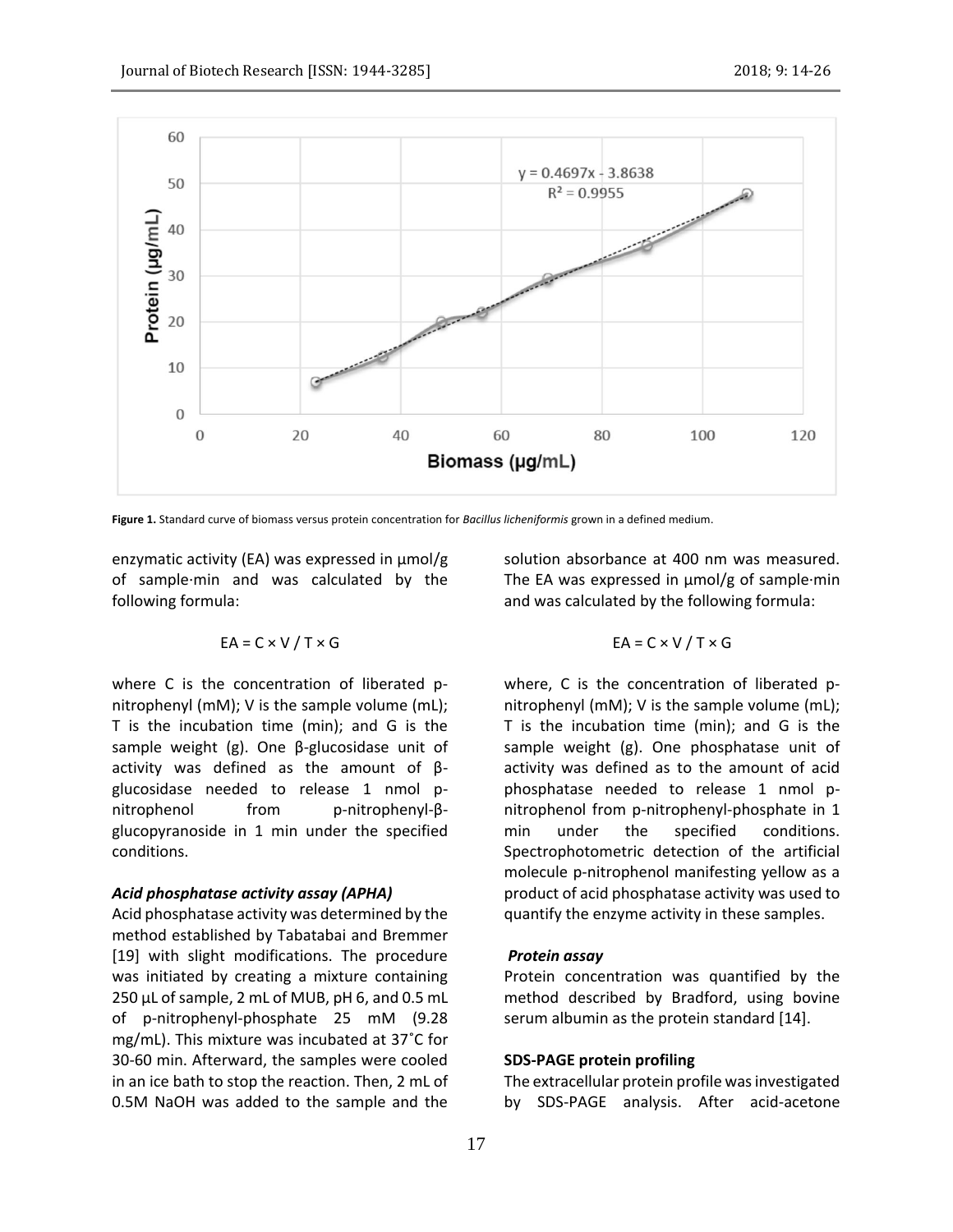y = 0.4697x - 3.8638

$R^2 = 0.9955$

Protein (µg/mL)

Biomass (µg/mL)

0, 10, 20, 30, 40, 50, 60

0, 20, 40, 60, 80, 100, 120

**Figure 1.** Standard curve of biomass versus protein concentration for *Bacillus licheniformis* grown in a defined medium.

enzymatic activity (EA) was expressed in µmol/g of sample·min and was calculated by the following formula:

$$EA = C \times V / T \times G$$

where C is the concentration of liberated p-nitrophenyl (mM); V is the sample volume (mL); T is the incubation time (min); and G is the sample weight (g). One β-glucosidase unit of activity was defined as the amount of β-glucosidase needed to release 1 nmol p-nitrophenol from p-nitrophenyl-β-glucopyranoside in 1 min under the specified conditions.

#### *Acid phosphatase activity assay (APHA)*

Acid phosphatase activity was determined by the method established by Tabatabai and Bremmer [19] with slight modifications. The procedure was initiated by creating a mixture containing 250 µL of sample, 2 mL of MUB, pH 6, and 0.5 mL of p-nitrophenyl-phosphate 25 mM (9.28 mg/mL). This mixture was incubated at 37˚C for 30-60 min. Afterward, the samples were cooled in an ice bath to stop the reaction. Then, 2 mL of 0.5M NaOH was added to the sample and the solution absorbance at 400 nm was measured. The EA was expressed in µmol/g of sample·min and was calculated by the following formula:

$$EA = C \times V / T \times G$$

where, C is the concentration of liberated p-nitrophenyl (mM); V is the sample volume (mL); T is the incubation time (min); and G is the sample weight (g). One phosphatase unit of activity was defined as to the amount of acid phosphatase needed to release 1 nmol p-nitrophenol from p-nitrophenyl-phosphate in 1 min under the specified conditions. Spectrophotometric detection of the artificial molecule p-nitrophenol manifesting yellow as a product of acid phosphatase activity was used to quantify the enzyme activity in these samples.

#### *Protein assay*

Protein concentration was quantified by the method described by Bradford, using bovine serum albumin as the protein standard [14].

### SDS-PAGE protein profiling

The extracellular protein profile was investigated by SDS-PAGE analysis. After acid-acetone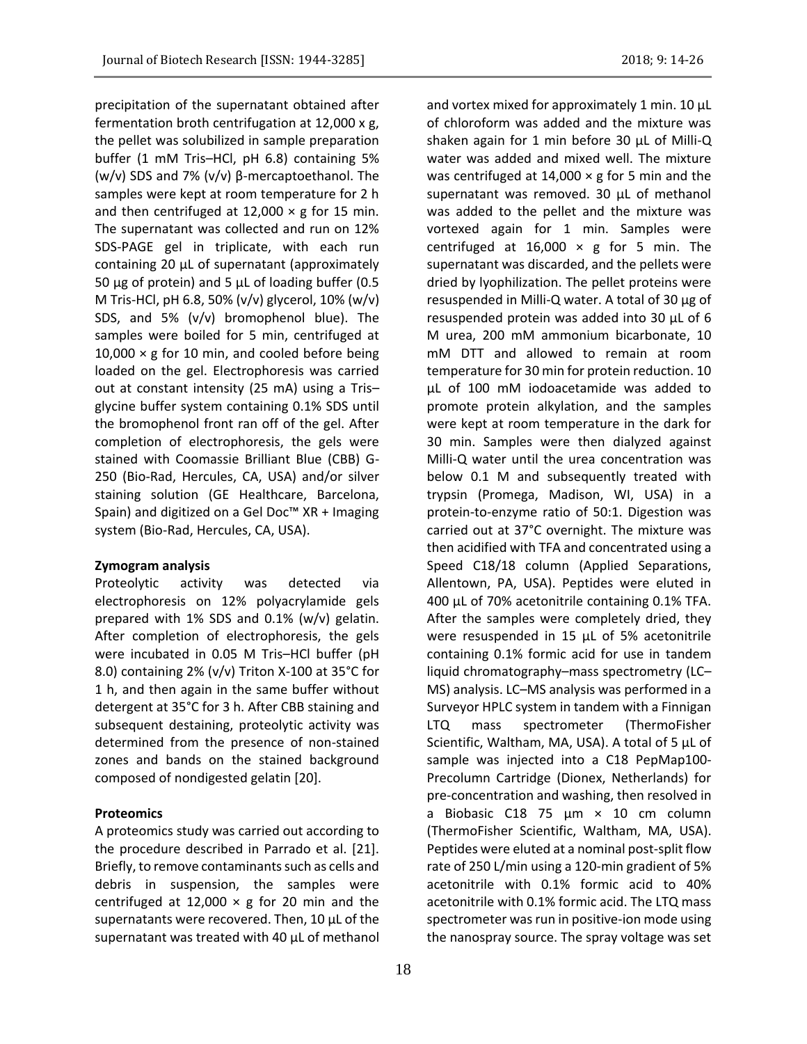precipitation of the supernatant obtained after fermentation broth centrifugation at 12,000 x g, the pellet was solubilized in sample preparation buffer (1 mM Tris–HCl, pH 6.8) containing 5% (w/v) SDS and 7% (v/v) β-mercaptoethanol. The samples were kept at room temperature for 2 h and then centrifuged at 12,000 × g for 15 min. The supernatant was collected and run on 12% SDS-PAGE gel in triplicate, with each run containing 20 µL of supernatant (approximately 50 µg of protein) and 5 µL of loading buffer (0.5 M Tris-HCl, pH 6.8, 50% (v/v) glycerol, 10% (w/v) SDS, and 5% (v/v) bromophenol blue). The samples were boiled for 5 min, centrifuged at 10,000 × g for 10 min, and cooled before being loaded on the gel. Electrophoresis was carried out at constant intensity (25 mA) using a Tris–glycine buffer system containing 0.1% SDS until the bromophenol front ran off of the gel. After completion of electrophoresis, the gels were stained with Coomassie Brilliant Blue (CBB) G-250 (Bio-Rad, Hercules, CA, USA) and/or silver staining solution (GE Healthcare, Barcelona, Spain) and digitized on a Gel Doc™ XR + Imaging system (Bio-Rad, Hercules, CA, USA).

**Zymogram analysis**

Proteolytic activity was detected via electrophoresis on 12% polyacrylamide gels prepared with 1% SDS and 0.1% (w/v) gelatin. After completion of electrophoresis, the gels were incubated in 0.05 M Tris–HCl buffer (pH 8.0) containing 2% (v/v) Triton X-100 at 35°C for 1 h, and then again in the same buffer without detergent at 35°C for 3 h. After CBB staining and subsequent destaining, proteolytic activity was determined from the presence of non-stained zones and bands on the stained background composed of nondigested gelatin [20].

**Proteomics**

A proteomics study was carried out according to the procedure described in Parrado et al. [21]. Briefly, to remove contaminants such as cells and debris in suspension, the samples were centrifuged at 12,000 × g for 20 min and the supernatants were recovered. Then, 10 µL of the supernatant was treated with 40 µL of methanol and vortex mixed for approximately 1 min. 10 µL of chloroform was added and the mixture was shaken again for 1 min before 30 µL of Milli-Q water was added and mixed well. The mixture was centrifuged at 14,000 × g for 5 min and the supernatant was removed. 30 µL of methanol was added to the pellet and the mixture was vortexed again for 1 min. Samples were centrifuged at 16,000 × g for 5 min. The supernatant was discarded, and the pellets were dried by lyophilization. The pellet proteins were resuspended in Milli-Q water. A total of 30 µg of resuspended protein was added into 30 µL of 6 M urea, 200 mM ammonium bicarbonate, 10 mM DTT and allowed to remain at room temperature for 30 min for protein reduction. 10 µL of 100 mM iodoacetamide was added to promote protein alkylation, and the samples were kept at room temperature in the dark for 30 min. Samples were then dialyzed against Milli-Q water until the urea concentration was below 0.1 M and subsequently treated with trypsin (Promega, Madison, WI, USA) in a protein-to-enzyme ratio of 50:1. Digestion was carried out at 37°C overnight. The mixture was then acidified with TFA and concentrated using a Speed C18/18 column (Applied Separations, Allentown, PA, USA). Peptides were eluted in 400 µL of 70% acetonitrile containing 0.1% TFA. After the samples were completely dried, they were resuspended in 15 µL of 5% acetonitrile containing 0.1% formic acid for use in tandem liquid chromatography–mass spectrometry (LC–MS) analysis. LC–MS analysis was performed in a Surveyor HPLC system in tandem with a Finnigan LTQ mass spectrometer (ThermoFisher Scientific, Waltham, MA, USA). A total of 5 µL of sample was injected into a C18 PepMap100-Precolumn Cartridge (Dionex, Netherlands) for pre-concentration and washing, then resolved in a Biobasic C18 75 µm × 10 cm column (ThermoFisher Scientific, Waltham, MA, USA). Peptides were eluted at a nominal post-split flow rate of 250 L/min using a 120-min gradient of 5% acetonitrile with 0.1% formic acid to 40% acetonitrile with 0.1% formic acid. The LTQ mass spectrometer was run in positive-ion mode using the nanospray source. The spray voltage was set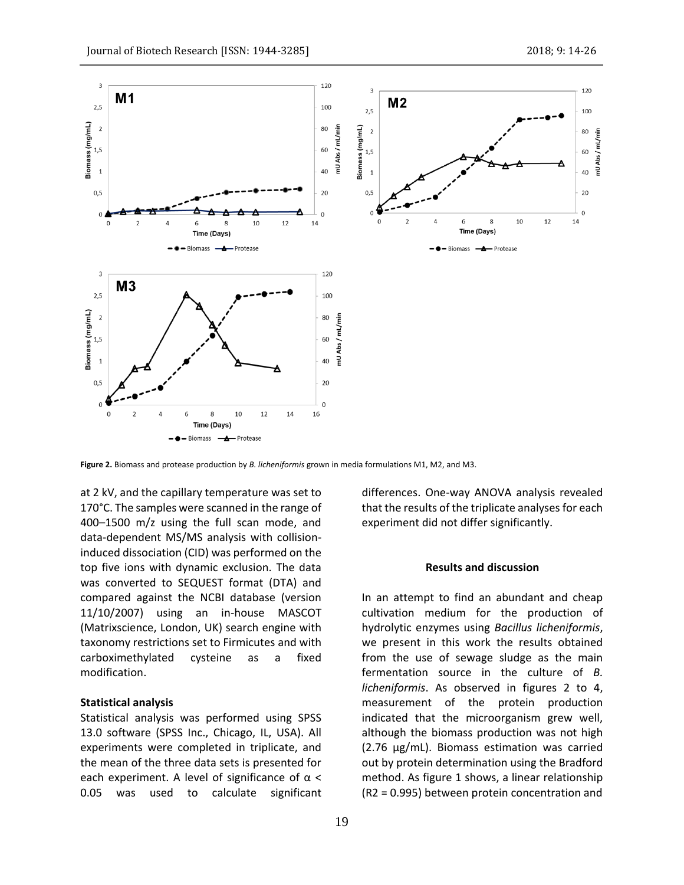M1

Biomass (mg/mL)

mU Abs / mL/min

Time (Days)

Biomass Protease

M2

Biomass (mg/mL)

mU Abs / mL/min

Time (Days)

Biomass Protease

M3

Biomass (mg/mL)

mU Abs / mL/min

Time (Days)

Biomass Protease

**Figure 2.** Biomass and protease production by *B. licheniformis* grown in media formulations M1, M2, and M3.

at 2 kV, and the capillary temperature was set to 170°C. The samples were scanned in the range of 400–1500 m/z using the full scan mode, and data-dependent MS/MS analysis with collision-induced dissociation (CID) was performed on the top five ions with dynamic exclusion. The data was converted to SEQUEST format (DTA) and compared against the NCBI database (version 11/10/2007) using an in-house MASCOT (Matrixscience, London, UK) search engine with taxonomy restrictions set to Firmicutes and with carboximethylated cysteine as a fixed modification.

### Statistical analysis

Statistical analysis was performed using SPSS 13.0 software (SPSS Inc., Chicago, IL, USA). All experiments were completed in triplicate, and the mean of the three data sets is presented for each experiment. A level of significance of $\alpha < 0.05$ was used to calculate significant differences. One-way ANOVA analysis revealed that the results of the triplicate analyses for each experiment did not differ significantly.

## Results and discussion

In an attempt to find an abundant and cheap cultivation medium for the production of hydrolytic enzymes using *Bacillus licheniformis*, we present in this work the results obtained from the use of sewage sludge as the main fermentation source in the culture of *B. licheniformis*. As observed in figures 2 to 4, measurement of the protein production indicated that the microorganism grew well, although the biomass production was not high (2.76 µg/mL). Biomass estimation was carried out by protein determination using the Bradford method. As figure 1 shows, a linear relationship ($R2 = 0.995$) between protein concentration and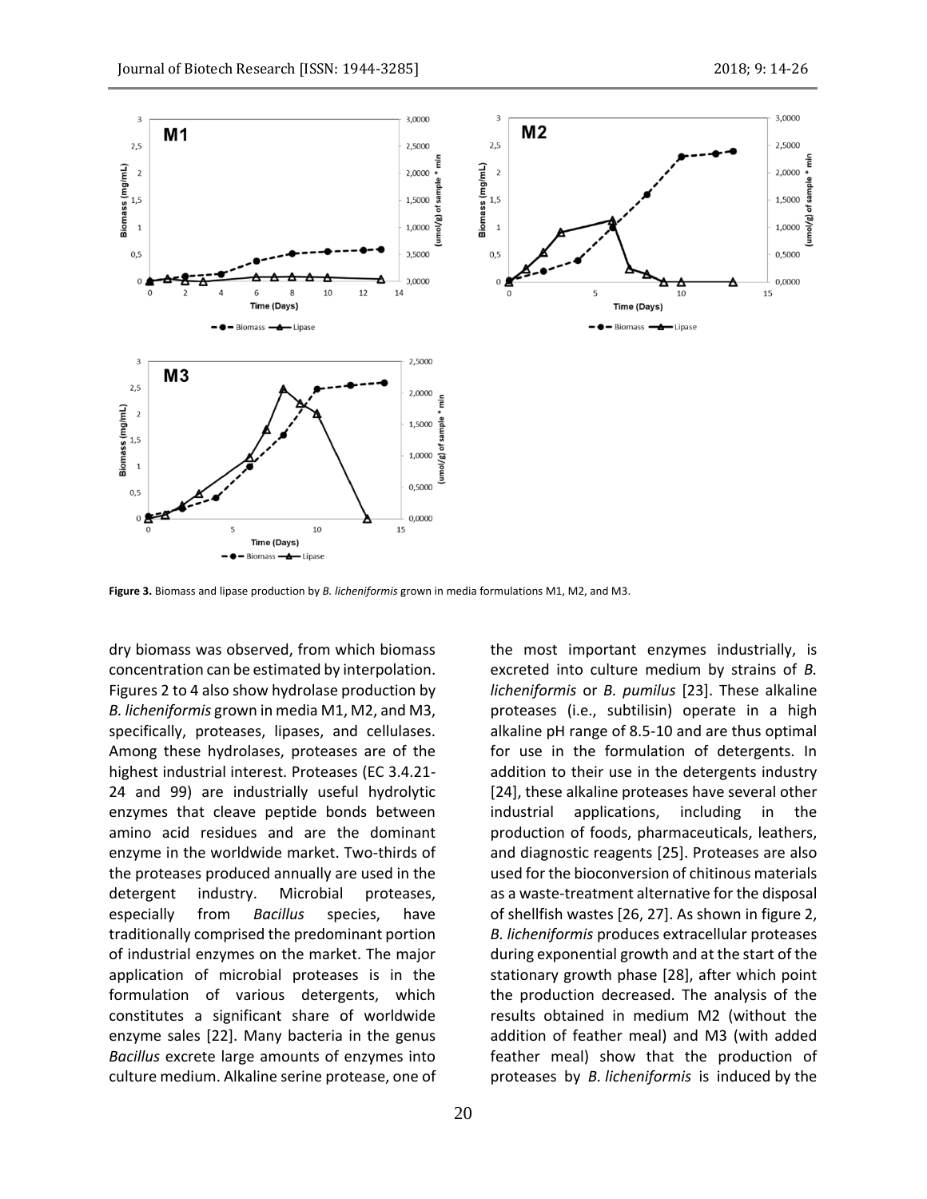M1

Biomass (mg/mL)

(umol/g) of sample * min

Time (Days)

Biomass Lipase

M2

Biomass (mg/mL)

(umol/g) of sample * min

Time (Days)

Biomass Lipase

M3

Biomass (mg/mL)

(umol/g) of sample * min

Time (Days)

Biomass Lipase

**Figure 3.** Biomass and lipase production by *B. licheniformis* grown in media formulations M1, M2, and M3.

dry biomass was observed, from which biomass concentration can be estimated by interpolation. Figures 2 to 4 also show hydrolase production by *B. licheniformis* grown in media M1, M2, and M3, specifically, proteases, lipases, and cellulases. Among these hydrolases, proteases are of the highest industrial interest. Proteases (EC 3.4.21-24 and 99) are industrially useful hydrolytic enzymes that cleave peptide bonds between amino acid residues and are the dominant enzyme in the worldwide market. Two-thirds of the proteases produced annually are used in the detergent industry. Microbial proteases, especially from *Bacillus* species, have traditionally comprised the predominant portion of industrial enzymes on the market. The major application of microbial proteases is in the formulation of various detergents, which constitutes a significant share of worldwide enzyme sales [22]. Many bacteria in the genus *Bacillus* excrete large amounts of enzymes into culture medium. Alkaline serine protease, one of the most important enzymes industrially, is excreted into culture medium by strains of *B. licheniformis* or *B. pumilus* [23]. These alkaline proteases (i.e., subtilisin) operate in a high alkaline pH range of 8.5-10 and are thus optimal for use in the formulation of detergents. In addition to their use in the detergents industry [24], these alkaline proteases have several other industrial applications, including in the production of foods, pharmaceuticals, leathers, and diagnostic reagents [25]. Proteases are also used for the bioconversion of chitinous materials as a waste-treatment alternative for the disposal of shellfish wastes [26, 27]. As shown in figure 2, *B. licheniformis* produces extracellular proteases during exponential growth and at the start of the stationary growth phase [28], after which point the production decreased. The analysis of the results obtained in medium M2 (without the addition of feather meal) and M3 (with added feather meal) show that the production of proteases by *B. licheniformis* is induced by the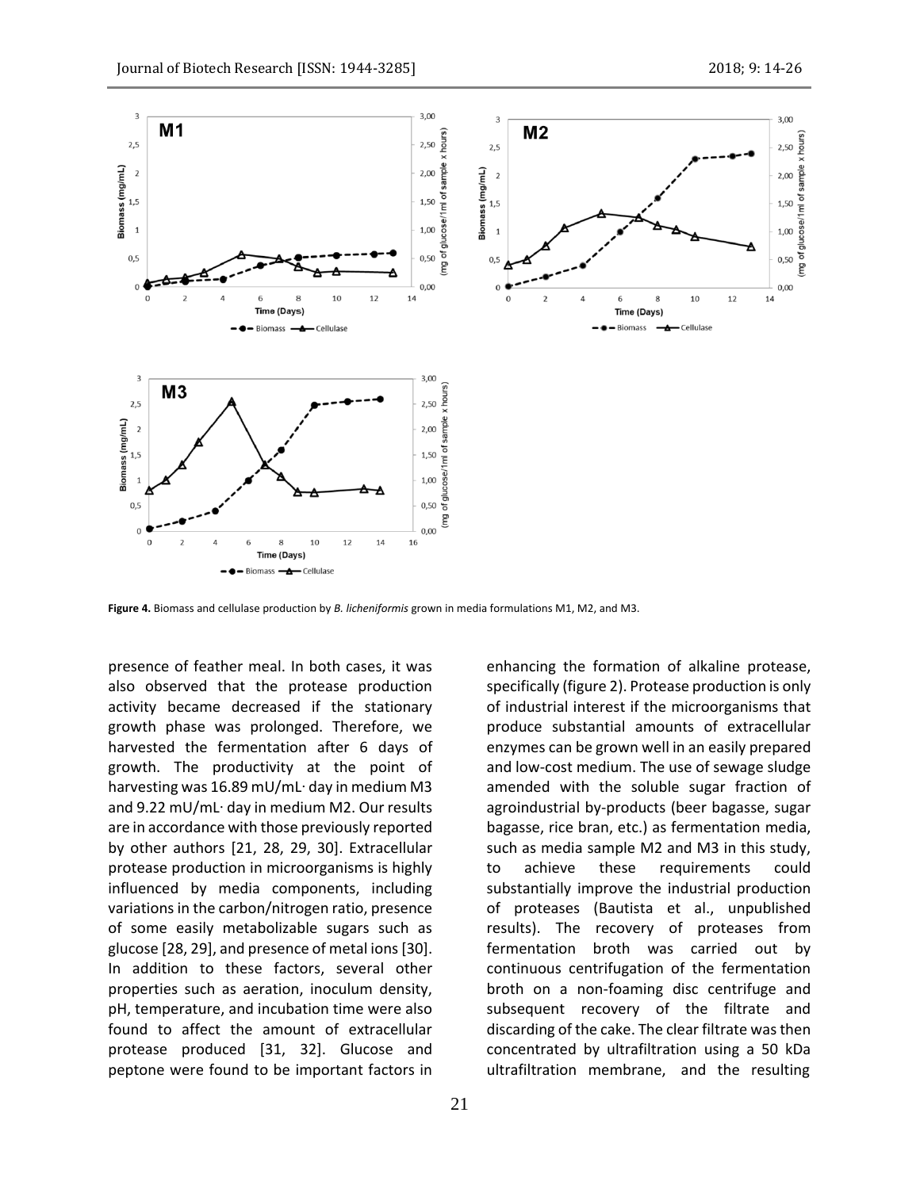M1

Biomass (mg/mL)

(mg of glucose/1ml of sample x hours)

Time (Days)

Biomass — Cellulase

M2

Biomass (mg/mL)

(mg of glucose/1ml of sample x hours)

Time (Days)

Biomass — Cellulase

M3

Biomass (mg/mL)

(mg of glucose/1ml of sample x hours)

Time (Days)

Biomass — Cellulase

**Figure 4.** Biomass and cellulase production by *B. licheniformis* grown in media formulations M1, M2, and M3.

presence of feather meal. In both cases, it was also observed that the protease production activity became decreased if the stationary growth phase was prolonged. Therefore, we harvested the fermentation after 6 days of growth. The productivity at the point of harvesting was 16.89 mU/mL· day in medium M3 and 9.22 mU/mL· day in medium M2. Our results are in accordance with those previously reported by other authors [21, 28, 29, 30]. Extracellular protease production in microorganisms is highly influenced by media components, including variations in the carbon/nitrogen ratio, presence of some easily metabolizable sugars such as glucose [28, 29], and presence of metal ions [30]. In addition to these factors, several other properties such as aeration, inoculum density, pH, temperature, and incubation time were also found to affect the amount of extracellular protease produced [31, 32]. Glucose and peptone were found to be important factors in enhancing the formation of alkaline protease, specifically (figure 2). Protease production is only of industrial interest if the microorganisms that produce substantial amounts of extracellular enzymes can be grown well in an easily prepared and low-cost medium. The use of sewage sludge amended with the soluble sugar fraction of agroindustrial by-products (beer bagasse, sugar bagasse, rice bran, etc.) as fermentation media, such as media sample M2 and M3 in this study, to achieve these requirements could substantially improve the industrial production of proteases (Bautista et al., unpublished results). The recovery of proteases from fermentation broth was carried out by continuous centrifugation of the fermentation broth on a non-foaming disc centrifuge and subsequent recovery of the filtrate and discarding of the cake. The clear filtrate was then concentrated by ultrafiltration using a 50 kDa ultrafiltration membrane, and the resulting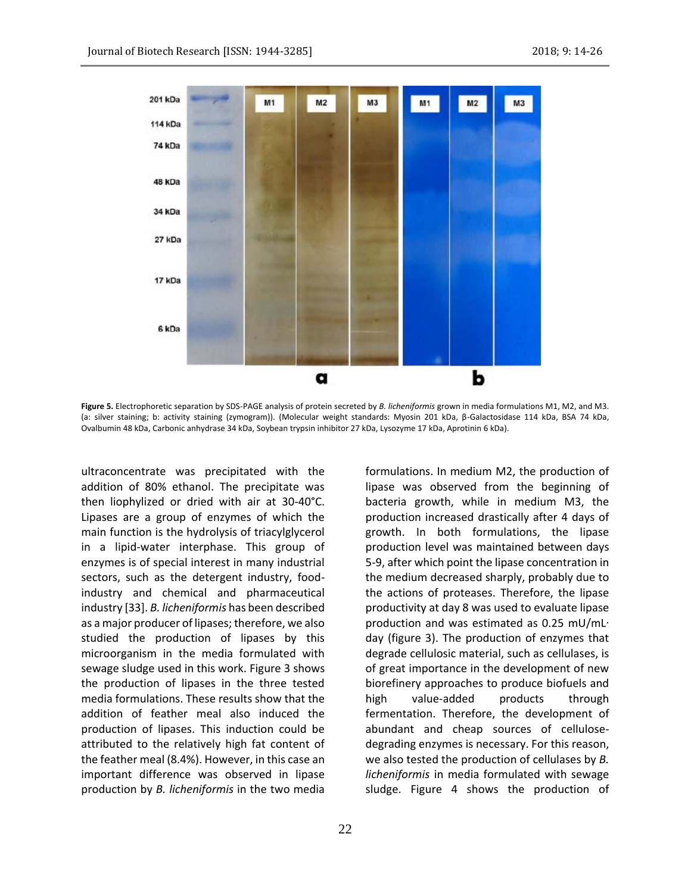201 kDa
114 kDa
74 kDa
48 kDa
34 kDa
27 kDa
17 kDa
6 kDa
M1
M2
M3
M1
M2
M3
a
b

**Figure 5.** Electrophoretic separation by SDS-PAGE analysis of protein secreted by *B. licheniformis* grown in media formulations M1, M2, and M3. (a: silver staining; b: activity staining (zymogram)). (Molecular weight standards: Myosin 201 kDa, β-Galactosidase 114 kDa, BSA 74 kDa, Ovalbumin 48 kDa, Carbonic anhydrase 34 kDa, Soybean trypsin inhibitor 27 kDa, Lysozyme 17 kDa, Aprotinin 6 kDa).

ultraconcentrate was precipitated with the addition of 80% ethanol. The precipitate was then liophylized or dried with air at 30-40°C. Lipases are a group of enzymes of which the main function is the hydrolysis of triacylglycerol in a lipid-water interphase. This group of enzymes is of special interest in many industrial sectors, such as the detergent industry, food-industry and chemical and pharmaceutical industry [33]. *B. licheniformis* has been described as a major producer of lipases; therefore, we also studied the production of lipases by this microorganism in the media formulated with sewage sludge used in this work. Figure 3 shows the production of lipases in the three tested media formulations. These results show that the addition of feather meal also induced the production of lipases. This induction could be attributed to the relatively high fat content of the feather meal (8.4%). However, in this case an important difference was observed in lipase production by *B. licheniformis* in the two media formulations. In medium M2, the production of lipase was observed from the beginning of bacteria growth, while in medium M3, the production increased drastically after 4 days of growth. In both formulations, the lipase production level was maintained between days 5-9, after which point the lipase concentration in the medium decreased sharply, probably due to the actions of proteases. Therefore, the lipase productivity at day 8 was used to evaluate lipase production and was estimated as 0.25 mU/mL·day (figure 3). The production of enzymes that degrade cellulosic material, such as cellulases, is of great importance in the development of new biorefinery approaches to produce biofuels and high value-added products through fermentation. Therefore, the development of abundant and cheap sources of cellulose-degrading enzymes is necessary. For this reason, we also tested the production of cellulases by *B. licheniformis* in media formulated with sewage sludge. Figure 4 shows the production of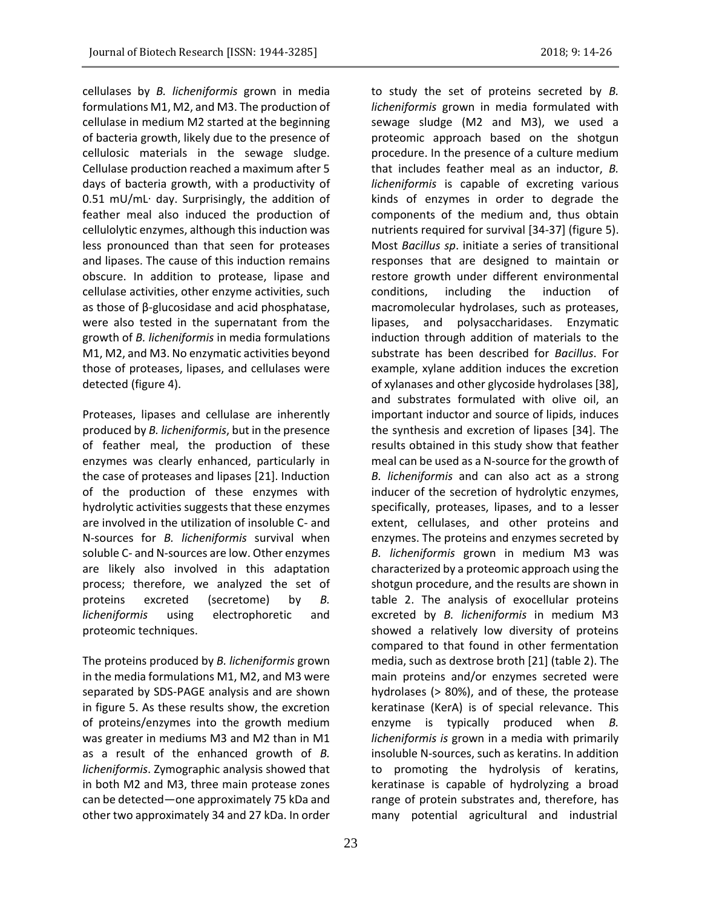cellulases by *B. licheniformis* grown in media formulations M1, M2, and M3. The production of cellulase in medium M2 started at the beginning of bacteria growth, likely due to the presence of cellulosic materials in the sewage sludge. Cellulase production reached a maximum after 5 days of bacteria growth, with a productivity of 0.51 mU/mL· day. Surprisingly, the addition of feather meal also induced the production of cellulolytic enzymes, although this induction was less pronounced than that seen for proteases and lipases. The cause of this induction remains obscure. In addition to protease, lipase and cellulase activities, other enzyme activities, such as those of β-glucosidase and acid phosphatase, were also tested in the supernatant from the growth of *B. licheniformis* in media formulations M1, M2, and M3. No enzymatic activities beyond those of proteases, lipases, and cellulases were detected (figure 4).

Proteases, lipases and cellulase are inherently produced by *B. licheniformis*, but in the presence of feather meal, the production of these enzymes was clearly enhanced, particularly in the case of proteases and lipases [21]. Induction of the production of these enzymes with hydrolytic activities suggests that these enzymes are involved in the utilization of insoluble C- and N-sources for *B. licheniformis* survival when soluble C- and N-sources are low. Other enzymes are likely also involved in this adaptation process; therefore, we analyzed the set of proteins excreted (secretome) by *B. licheniformis* using electrophoretic and proteomic techniques.

The proteins produced by *B. licheniformis* grown in the media formulations M1, M2, and M3 were separated by SDS-PAGE analysis and are shown in figure 5. As these results show, the excretion of proteins/enzymes into the growth medium was greater in mediums M3 and M2 than in M1 as a result of the enhanced growth of *B. licheniformis*. Zymographic analysis showed that in both M2 and M3, three main protease zones can be detected—one approximately 75 kDa and other two approximately 34 and 27 kDa. In order to study the set of proteins secreted by *B. licheniformis* grown in media formulated with sewage sludge (M2 and M3), we used a proteomic approach based on the shotgun procedure. In the presence of a culture medium that includes feather meal as an inductor, *B. licheniformis* is capable of excreting various kinds of enzymes in order to degrade the components of the medium and, thus obtain nutrients required for survival [34-37] (figure 5). Most *Bacillus sp*. initiate a series of transitional responses that are designed to maintain or restore growth under different environmental conditions, including the induction of macromolecular hydrolases, such as proteases, lipases, and polysaccharidases. Enzymatic induction through addition of materials to the substrate has been described for *Bacillus*. For example, xylane addition induces the excretion of xylanases and other glycoside hydrolases [38], and substrates formulated with olive oil, an important inductor and source of lipids, induces the synthesis and excretion of lipases [34]. The results obtained in this study show that feather meal can be used as a N-source for the growth of *B. licheniformis* and can also act as a strong inducer of the secretion of hydrolytic enzymes, specifically, proteases, lipases, and to a lesser extent, cellulases, and other proteins and enzymes. The proteins and enzymes secreted by *B. licheniformis* grown in medium M3 was characterized by a proteomic approach using the shotgun procedure, and the results are shown in table 2. The analysis of exocellular proteins excreted by *B. licheniformis* in medium M3 showed a relatively low diversity of proteins compared to that found in other fermentation media, such as dextrose broth [21] (table 2). The main proteins and/or enzymes secreted were hydrolases (> 80%), and of these, the protease keratinase (KerA) is of special relevance. This enzyme is typically produced when *B. licheniformis is* grown in a media with primarily insoluble N-sources, such as keratins. In addition to promoting the hydrolysis of keratins, keratinase is capable of hydrolyzing a broad range of protein substrates and, therefore, has many potential agricultural and industrial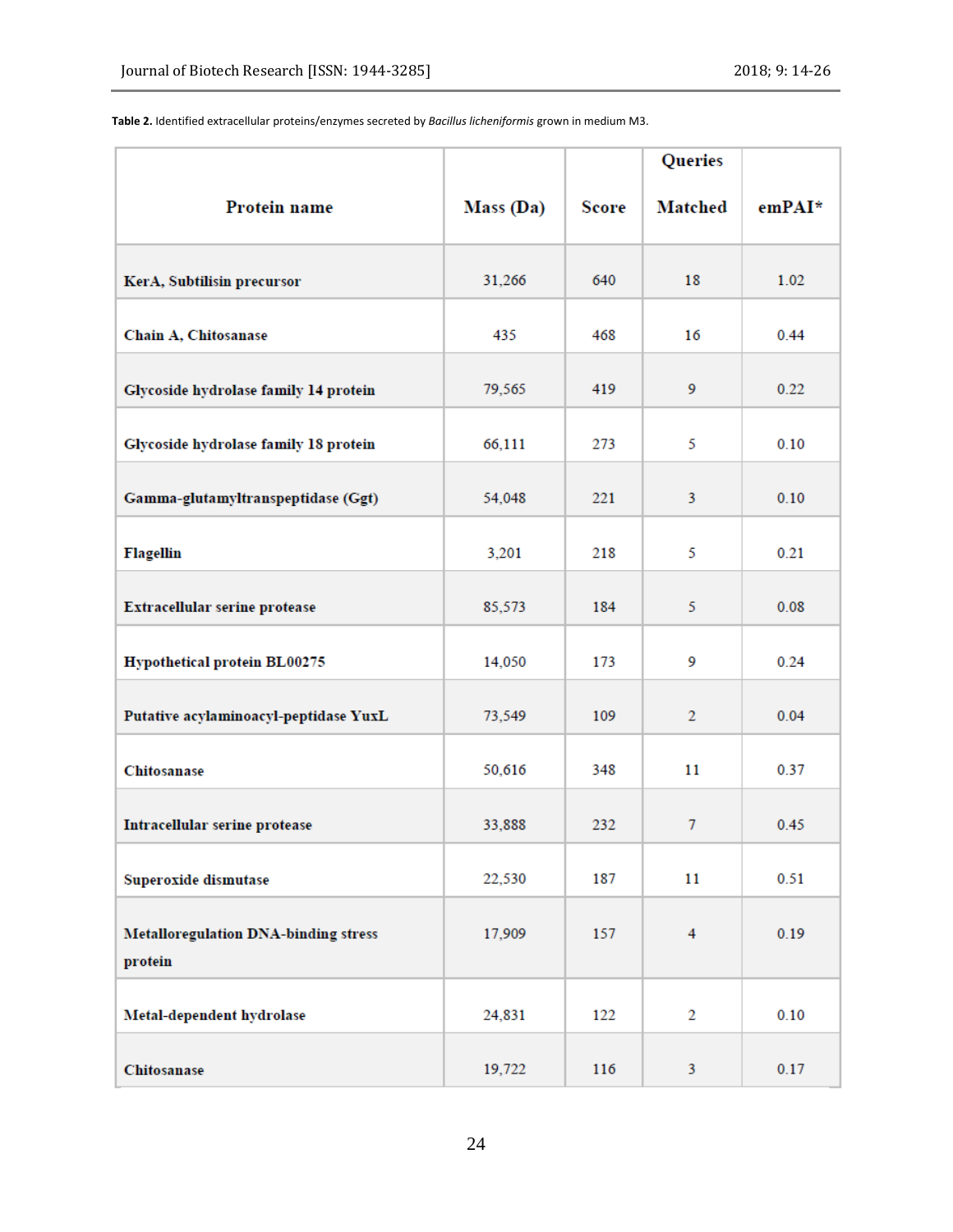**Table 2.** Identified extracellular proteins/enzymes secreted by *Bacillus licheniformis* grown in medium M3.

| Protein name | Mass (Da) | Score | Queries Matched | emPAI* |
|---|---|---|---|---|
| KerA, Subtilisin precursor | 31,266 | 640 | 18 | 1.02 |
| Chain A, Chitosanase | 435 | 468 | 16 | 0.44 |
| Glycoside hydrolase family 14 protein | 79,565 | 419 | 9 | 0.22 |
| Glycoside hydrolase family 18 protein | 66,111 | 273 | 5 | 0.10 |
| Gamma-glutamyltranspeptidase (Ggt) | 54,048 | 221 | 3 | 0.10 |
| Flagellin | 3,201 | 218 | 5 | 0.21 |
| Extracellular serine protease | 85,573 | 184 | 5 | 0.08 |
| Hypothetical protein BL00275 | 14,050 | 173 | 9 | 0.24 |
| Putative acylaminoacyl-peptidase YuxL | 73,549 | 109 | 2 | 0.04 |
| Chitosanase | 50,616 | 348 | 11 | 0.37 |
| Intracellular serine protease | 33,888 | 232 | 7 | 0.45 |
| Superoxide dismutase | 22,530 | 187 | 11 | 0.51 |
| Metalloregulation DNA-binding stress protein | 17,909 | 157 | 4 | 0.19 |
| Metal-dependent hydrolase | 24,831 | 122 | 2 | 0.10 |
| Chitosanase | 19,722 | 116 | 3 | 0.17 |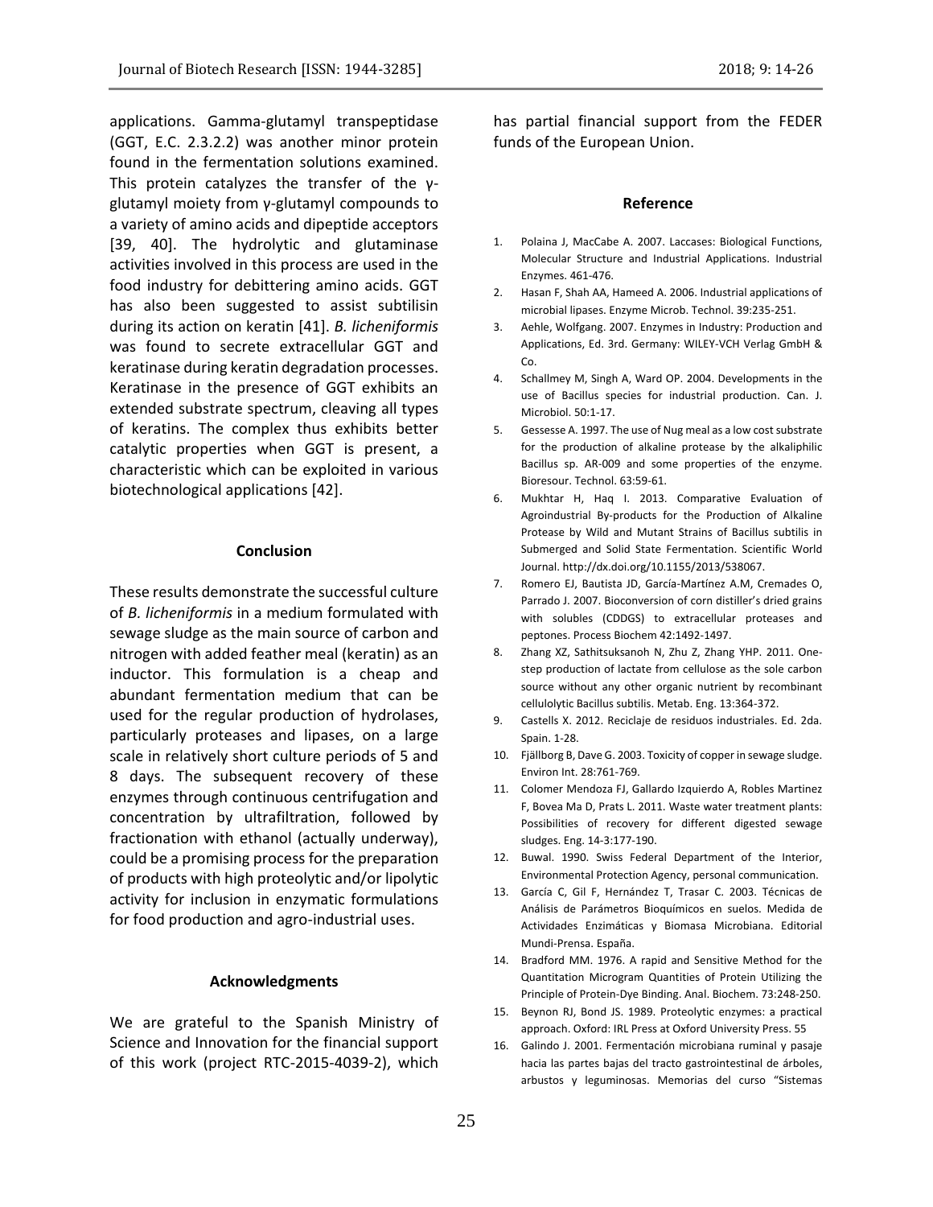applications. Gamma-glutamyl transpeptidase (GGT, E.C. 2.3.2.2) was another minor protein found in the fermentation solutions examined. This protein catalyzes the transfer of the γ-glutamyl moiety from γ-glutamyl compounds to a variety of amino acids and dipeptide acceptors [39, 40]. The hydrolytic and glutaminase activities involved in this process are used in the food industry for debittering amino acids. GGT has also been suggested to assist subtilisin during its action on keratin [41]. *B. licheniformis* was found to secrete extracellular GGT and keratinase during keratin degradation processes. Keratinase in the presence of GGT exhibits an extended substrate spectrum, cleaving all types of keratins. The complex thus exhibits better catalytic properties when GGT is present, a characteristic which can be exploited in various biotechnological applications [42].

## Conclusion

These results demonstrate the successful culture of *B. licheniformis* in a medium formulated with sewage sludge as the main source of carbon and nitrogen with added feather meal (keratin) as an inductor. This formulation is a cheap and abundant fermentation medium that can be used for the regular production of hydrolases, particularly proteases and lipases, on a large scale in relatively short culture periods of 5 and 8 days. The subsequent recovery of these enzymes through continuous centrifugation and concentration by ultrafiltration, followed by fractionation with ethanol (actually underway), could be a promising process for the preparation of products with high proteolytic and/or lipolytic activity for inclusion in enzymatic formulations for food production and agro-industrial uses.

## Acknowledgments

We are grateful to the Spanish Ministry of Science and Innovation for the financial support of this work (project RTC-2015-4039-2), which has partial financial support from the FEDER funds of the European Union.

## Reference

1. Polaina J, MacCabe A. 2007. Laccases: Biological Functions, Molecular Structure and Industrial Applications. Industrial Enzymes. 461-476.
2. Hasan F, Shah AA, Hameed A. 2006. Industrial applications of microbial lipases. Enzyme Microb. Technol. 39:235-251.
3. Aehle, Wolfgang. 2007. Enzymes in Industry: Production and Applications, Ed. 3rd. Germany: WILEY-VCH Verlag GmbH & Co.
4. Schallmey M, Singh A, Ward OP. 2004. Developments in the use of Bacillus species for industrial production. Can. J. Microbiol. 50:1-17.
5. Gessesse A. 1997. The use of Nug meal as a low cost substrate for the production of alkaline protease by the alkaliphilic Bacillus sp. AR-009 and some properties of the enzyme. Bioresour. Technol. 63:59-61.
6. Mukhtar H, Haq I. 2013. Comparative Evaluation of Agroindustrial By-products for the Production of Alkaline Protease by Wild and Mutant Strains of Bacillus subtilis in Submerged and Solid State Fermentation. Scientific World Journal. http://dx.doi.org/10.1155/2013/538067.
7. Romero EJ, Bautista JD, García-Martínez A.M, Cremades O, Parrado J. 2007. Bioconversion of corn distiller's dried grains with solubles (CDDGS) to extracellular proteases and peptones. Process Biochem 42:1492-1497.
8. Zhang XZ, Sathitsuksanoh N, Zhu Z, Zhang YHP. 2011. One-step production of lactate from cellulose as the sole carbon source without any other organic nutrient by recombinant cellulolytic Bacillus subtilis. Metab. Eng. 13:364-372.
9. Castells X. 2012. Reciclaje de residuos industriales. Ed. 2da. Spain. 1-28.
10. Fjällborg B, Dave G. 2003. Toxicity of copper in sewage sludge. Environ Int. 28:761-769.
11. Colomer Mendoza FJ, Gallardo Izquierdo A, Robles Martinez F, Bovea Ma D, Prats L. 2011. Waste water treatment plants: Possibilities of recovery for different digested sewage sludges. Eng. 14-3:177-190.
12. Buwal. 1990. Swiss Federal Department of the Interior, Environmental Protection Agency, personal communication.
13. García C, Gil F, Hernández T, Trasar C. 2003. Técnicas de Análisis de Parámetros Bioquímicos en suelos. Medida de Actividades Enzimáticas y Biomasa Microbiana. Editorial Mundi-Prensa. España.
14. Bradford MM. 1976. A rapid and Sensitive Method for the Quantitation Microgram Quantities of Protein Utilizing the Principle of Protein-Dye Binding. Anal. Biochem. 73:248-250.
15. Beynon RJ, Bond JS. 1989. Proteolytic enzymes: a practical approach. Oxford: IRL Press at Oxford University Press. 55
16. Galindo J. 2001. Fermentación microbiana ruminal y pasaje hacia las partes bajas del tracto gastrointestinal de árboles, arbustos y leguminosas. Memorias del curso "Sistemas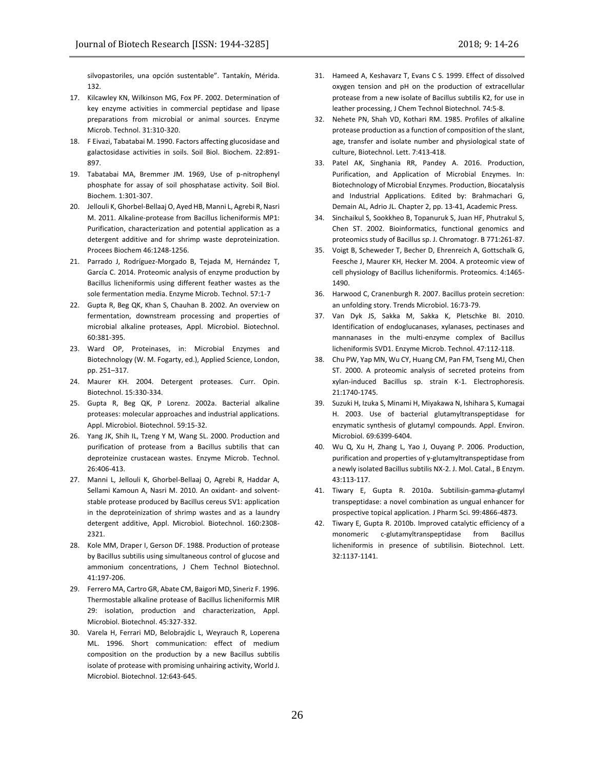silvopastoriles, una opción sustentable". Tantakín, Mérida. 132.

17. Kilcawley KN, Wilkinson MG, Fox PF. 2002. Determination of key enzyme activities in commercial peptidase and lipase preparations from microbial or animal sources. Enzyme Microb. Technol. 31:310-320.
18. F Eivazi, Tabatabai M. 1990. Factors affecting glucosidase and galactosidase activities in soils. Soil Biol. Biochem. 22:891-897.
19. Tabatabai MA, Bremmer JM. 1969, Use of p-nitrophenyl phosphate for assay of soil phosphatase activity. Soil Biol. Biochem. 1:301-307.
20. Jellouli K, Ghorbel-Bellaaj O, Ayed HB, Manni L, Agrebi R, Nasri M. 2011. Alkaline-protease from Bacillus licheniformis MP1: Purification, characterization and potential application as a detergent additive and for shrimp waste deproteinization. Procees Biochem 46:1248-1256.
21. Parrado J, Rodríguez-Morgado B, Tejada M, Hernández T, García C. 2014. Proteomic analysis of enzyme production by Bacillus licheniformis using different feather wastes as the sole fermentation media. Enzyme Microb. Technol. 57:1-7
22. Gupta R, Beg QK, Khan S, Chauhan B. 2002. An overview on fermentation, downstream processing and properties of microbial alkaline proteases, Appl. Microbiol. Biotechnol. 60:381-395.
23. Ward OP, Proteinases, in: Microbial Enzymes and Biotechnology (W. M. Fogarty, ed.), Applied Science, London, pp. 251–317.
24. Maurer KH. 2004. Detergent proteases. Curr. Opin. Biotechnol. 15:330-334.
25. Gupta R, Beg QK, P Lorenz. 2002a. Bacterial alkaline proteases: molecular approaches and industrial applications. Appl. Microbiol. Biotechnol. 59:15-32.
26. Yang JK, Shih IL, Tzeng Y M, Wang SL. 2000. Production and purification of protease from a Bacillus subtilis that can deproteinize crustacean wastes. Enzyme Microb. Technol. 26:406-413.
27. Manni L, Jellouli K, Ghorbel-Bellaaj O, Agrebi R, Haddar A, Sellami Kamoun A, Nasri M. 2010. An oxidant- and solvent-stable protease produced by Bacillus cereus SV1: application in the deproteinization of shrimp wastes and as a laundry detergent additive, Appl. Microbiol. Biotechnol. 160:2308-2321.
28. Kole MM, Draper I, Gerson DF. 1988. Production of protease by Bacillus subtilis using simultaneous control of glucose and ammonium concentrations, J Chem Technol Biotechnol. 41:197-206.
29. Ferrero MA, Cartro GR, Abate CM, Baigori MD, Sineriz F. 1996. Thermostable alkaline protease of Bacillus licheniformis MIR 29: isolation, production and characterization, Appl. Microbiol. Biotechnol. 45:327-332.
30. Varela H, Ferrari MD, Belobrajdic L, Weyrauch R, Loperena ML. 1996. Short communication: effect of medium composition on the production by a new Bacillus subtilis isolate of protease with promising unhairing activity, World J. Microbiol. Biotechnol. 12:643-645.
31. Hameed A, Keshavarz T, Evans C S. 1999. Effect of dissolved oxygen tension and pH on the production of extracellular protease from a new isolate of Bacillus subtilis K2, for use in leather processing, J Chem Technol Biotechnol. 74:5-8.
32. Nehete PN, Shah VD, Kothari RM. 1985. Profiles of alkaline protease production as a function of composition of the slant, age, transfer and isolate number and physiological state of culture, Biotechnol. Lett. 7:413-418.
33. Patel AK, Singhania RR, Pandey A. 2016. Production, Purification, and Application of Microbial Enzymes. In: Biotechnology of Microbial Enzymes. Production, Biocatalysis and Industrial Applications. Edited by: Brahmachari G, Demain AL, Adrio JL. Chapter 2, pp. 13-41, Academic Press.
34. Sinchaikul S, Sookkheo B, Topanuruk S, Juan HF, Phutrakul S, Chen ST. 2002. Bioinformatics, functional genomics and proteomics study of Bacillus sp. J. Chromatogr. B 771:261-87.
35. Voigt B, Scheweder T, Becher D, Ehrenreich A, Gottschalk G, Feesche J, Maurer KH, Hecker M. 2004. A proteomic view of cell physiology of Bacillus licheniformis. Proteomics. 4:1465-1490.
36. Harwood C, Cranenburgh R. 2007. Bacillus protein secretion: an unfolding story. Trends Microbiol. 16:73-79.
37. Van Dyk JS, Sakka M, Sakka K, Pletschke BI. 2010. Identification of endoglucanases, xylanases, pectinases and mannanases in the multi-enzyme complex of Bacillus licheniformis SVD1. Enzyme Microb. Technol. 47:112-118.
38. Chu PW, Yap MN, Wu CY, Huang CM, Pan FM, Tseng MJ, Chen ST. 2000. A proteomic analysis of secreted proteins from xylan-induced Bacillus sp. strain K-1. Electrophoresis. 21:1740-1745.
39. Suzuki H, Izuka S, Minami H, Miyakawa N, Ishihara S, Kumagai H. 2003. Use of bacterial glutamyltranspeptidase for enzymatic synthesis of glutamyl compounds. Appl. Environ. Microbiol. 69:6399-6404.
40. Wu Q, Xu H, Zhang L, Yao J, Ouyang P. 2006. Production, purification and properties of γ-glutamyltranspeptidase from a newly isolated Bacillus subtilis NX-2. J. Mol. Catal., B Enzym. 43:113-117.
41. Tiwary E, Gupta R. 2010a. Subtilisin-gamma-glutamyl transpeptidase: a novel combination as ungual enhancer for prospective topical application. J Pharm Sci. 99:4866-4873.
42. Tiwary E, Gupta R. 2010b. Improved catalytic efficiency of a monomeric c-glutamyltranspeptidase from Bacillus licheniformis in presence of subtilisin. Biotechnol. Lett. 32:1137-1141.